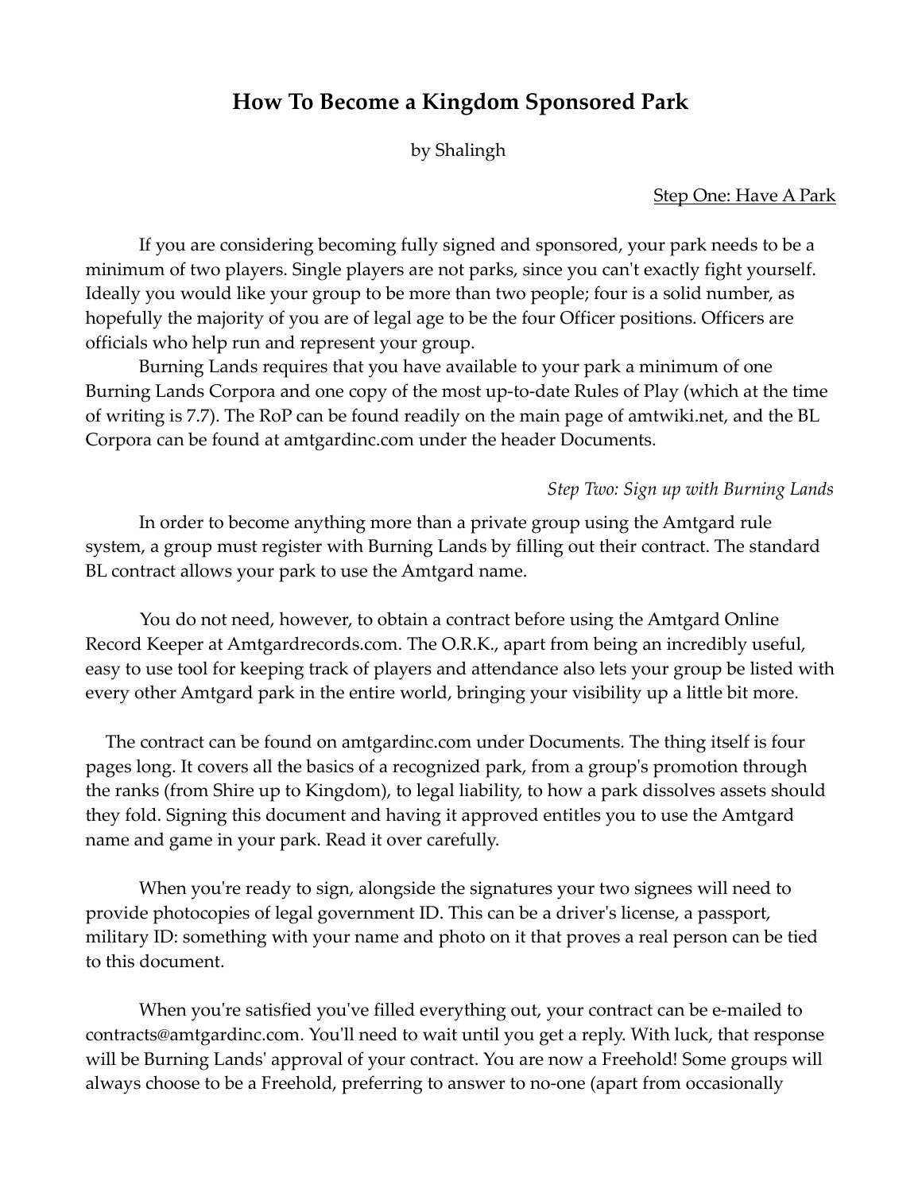# How To Become a Kingdom Sponsored Park

by Shalingh

## Step One: Have A Park

If you are considering becoming fully signed and sponsored, your park needs to be a minimum of two players. Single players are not parks, since you can't exactly fight yourself. Ideally you would like your group to be more than two people; four is a solid number, as hopefully the majority of you are of legal age to be the four Officer positions. Officers are officials who help run and represent your group.

Burning Lands requires that you have available to your park a minimum of one Burning Lands Corpora and one copy of the most up-to-date Rules of Play (which at the time of writing is 7.7). The RoP can be found readily on the main page of amtwiki.net, and the BL Corpora can be found at amtgardinc.com under the header Documents.

## *Step Two: Sign up with Burning Lands*

In order to become anything more than a private group using the Amtgard rule system, a group must register with Burning Lands by filling out their contract. The standard BL contract allows your park to use the Amtgard name.

You do not need, however, to obtain a contract before using the Amtgard Online Record Keeper at Amtgardrecords.com. The O.R.K., apart from being an incredibly useful, easy to use tool for keeping track of players and attendance also lets your group be listed with every other Amtgard park in the entire world, bringing your visibility up a little bit more.

The contract can be found on amtgardinc.com under Documents. The thing itself is four pages long. It covers all the basics of a recognized park, from a group's promotion through the ranks (from Shire up to Kingdom), to legal liability, to how a park dissolves assets should they fold. Signing this document and having it approved entitles you to use the Amtgard name and game in your park. Read it over carefully.

When you're ready to sign, alongside the signatures your two signees will need to provide photocopies of legal government ID. This can be a driver's license, a passport, military ID: something with your name and photo on it that proves a real person can be tied to this document.

When you're satisfied you've filled everything out, your contract can be e-mailed to contracts@amtgardinc.com. You'll need to wait until you get a reply. With luck, that response will be Burning Lands' approval of your contract. You are now a Freehold! Some groups will always choose to be a Freehold, preferring to answer to no-one (apart from occasionally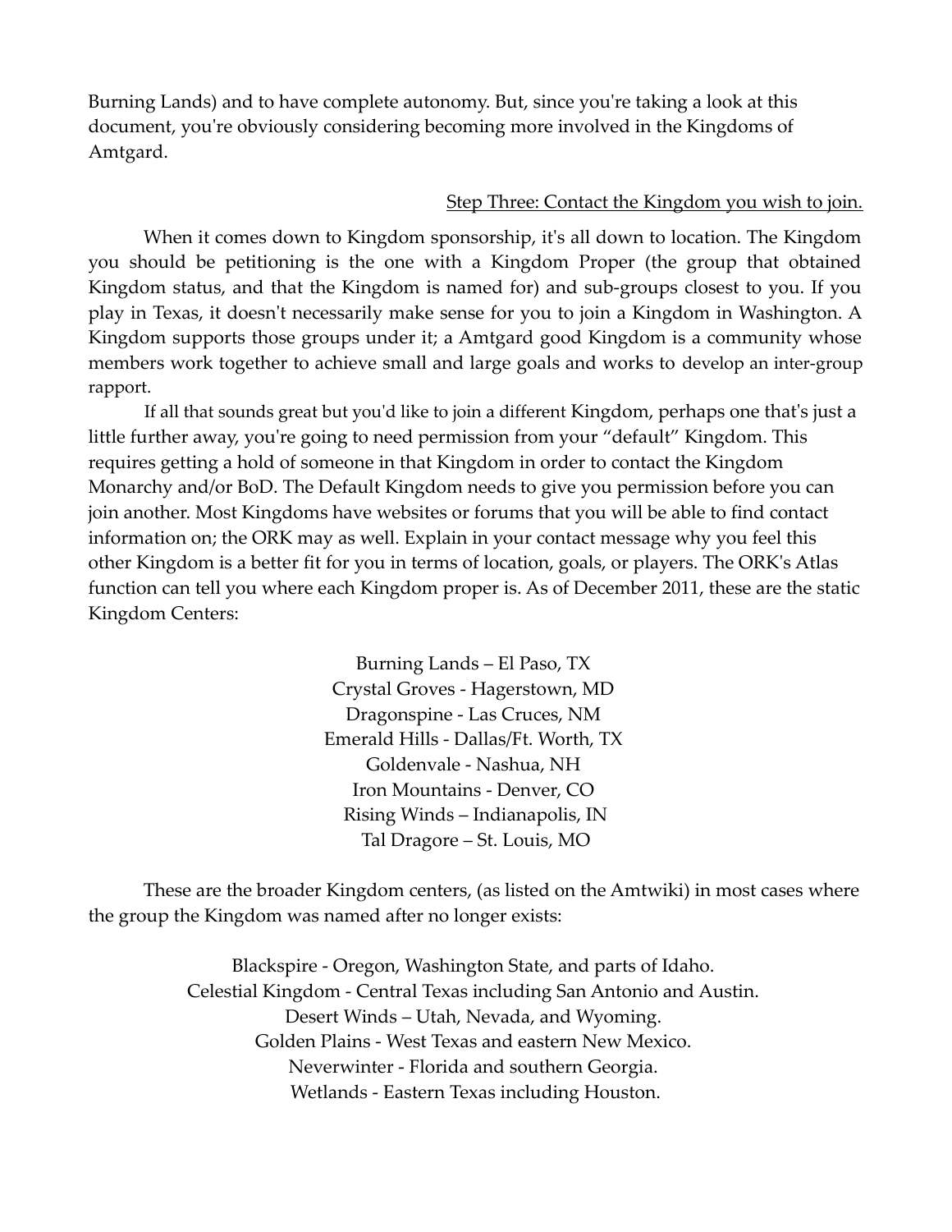Burning Lands) and to have complete autonomy. But, since you're taking a look at this document, you're obviously considering becoming more involved in the Kingdoms of Amtgard.

<u>Step Three: Contact the Kingdom you wish to join.</u>

When it comes down to Kingdom sponsorship, it's all down to location. The Kingdom you should be petitioning is the one with a Kingdom Proper (the group that obtained Kingdom status, and that the Kingdom is named for) and sub-groups closest to you. If you play in Texas, it doesn't necessarily make sense for you to join a Kingdom in Washington. A Kingdom supports those groups under it; a Amtgard good Kingdom is a community whose members work together to achieve small and large goals and works to develop an inter-group rapport.

If all that sounds great but you'd like to join a different Kingdom, perhaps one that's just a little further away, you're going to need permission from your "default" Kingdom. This requires getting a hold of someone in that Kingdom in order to contact the Kingdom Monarchy and/or BoD. The Default Kingdom needs to give you permission before you can join another. Most Kingdoms have websites or forums that you will be able to find contact information on; the ORK may as well. Explain in your contact message why you feel this other Kingdom is a better fit for you in terms of location, goals, or players. The ORK's Atlas function can tell you where each Kingdom proper is. As of December 2011, these are the static Kingdom Centers:

Burning Lands – El Paso, TX
Crystal Groves - Hagerstown, MD
Dragonspine - Las Cruces, NM
Emerald Hills - Dallas/Ft. Worth, TX
Goldenvale - Nashua, NH
Iron Mountains - Denver, CO
Rising Winds – Indianapolis, IN
Tal Dragore – St. Louis, MO

These are the broader Kingdom centers, (as listed on the Amtwiki) in most cases where the group the Kingdom was named after no longer exists:

Blackspire - Oregon, Washington State, and parts of Idaho.
Celestial Kingdom - Central Texas including San Antonio and Austin.
Desert Winds – Utah, Nevada, and Wyoming.
Golden Plains - West Texas and eastern New Mexico.
Neverwinter - Florida and southern Georgia.
Wetlands - Eastern Texas including Houston.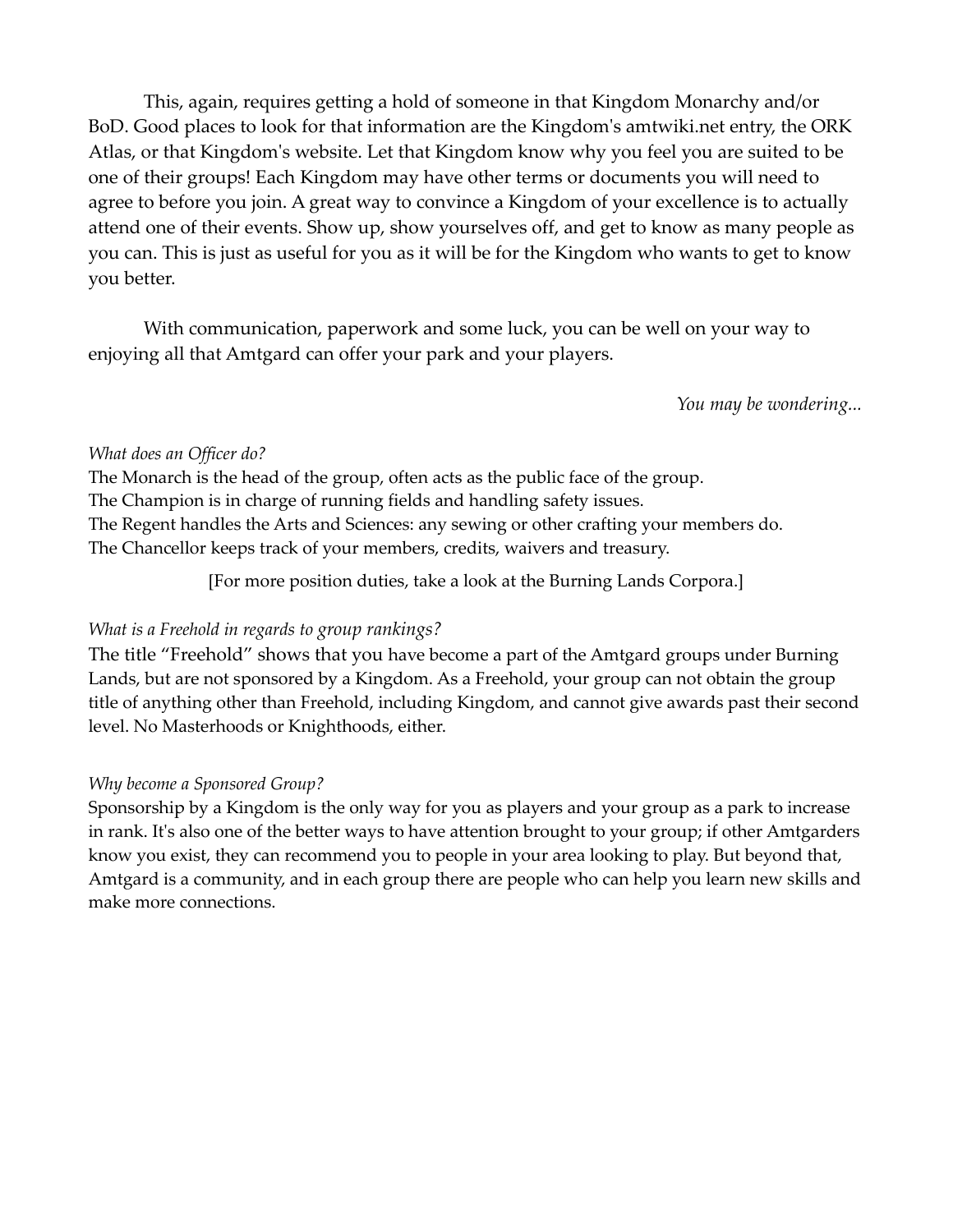This, again, requires getting a hold of someone in that Kingdom Monarchy and/or BoD. Good places to look for that information are the Kingdom's amtwiki.net entry, the ORK Atlas, or that Kingdom's website. Let that Kingdom know why you feel you are suited to be one of their groups! Each Kingdom may have other terms or documents you will need to agree to before you join. A great way to convince a Kingdom of your excellence is to actually attend one of their events. Show up, show yourselves off, and get to know as many people as you can. This is just as useful for you as it will be for the Kingdom who wants to get to know you better.

With communication, paperwork and some luck, you can be well on your way to enjoying all that Amtgard can offer your park and your players.

*You may be wondering...*

*What does an Officer do?*

The Monarch is the head of the group, often acts as the public face of the group.
The Champion is in charge of running fields and handling safety issues.
The Regent handles the Arts and Sciences: any sewing or other crafting your members do.
The Chancellor keeps track of your members, credits, waivers and treasury.

[For more position duties, take a look at the Burning Lands Corpora.]

*What is a Freehold in regards to group rankings?*

The title "Freehold" shows that you have become a part of the Amtgard groups under Burning Lands, but are not sponsored by a Kingdom. As a Freehold, your group can not obtain the group title of anything other than Freehold, including Kingdom, and cannot give awards past their second level. No Masterhoods or Knighthoods, either.

*Why become a Sponsored Group?*

Sponsorship by a Kingdom is the only way for you as players and your group as a park to increase in rank. It's also one of the better ways to have attention brought to your group; if other Amtgarders know you exist, they can recommend you to people in your area looking to play. But beyond that, Amtgard is a community, and in each group there are people who can help you learn new skills and make more connections.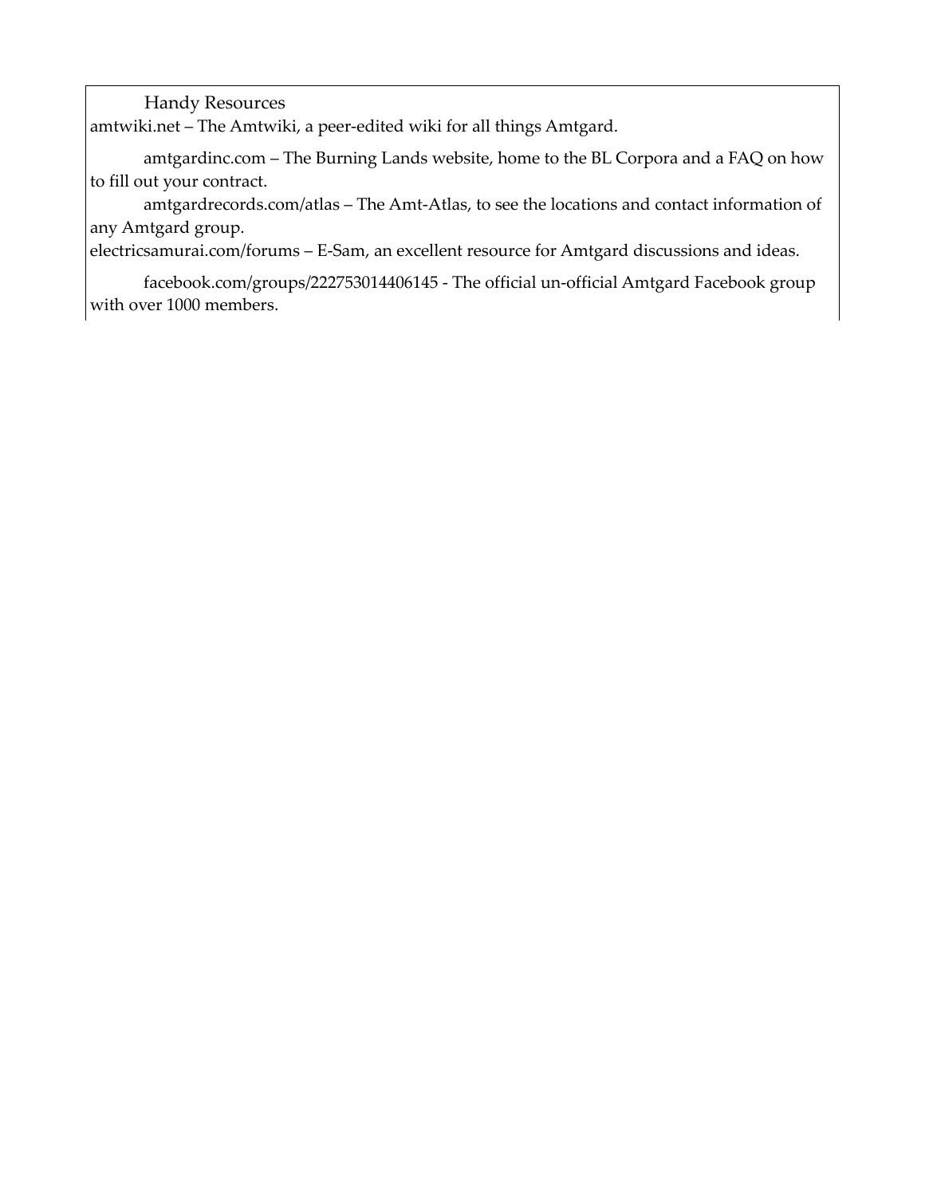Handy Resources

amtwiki.net – The Amtwiki, a peer-edited wiki for all things Amtgard.

amtgardinc.com – The Burning Lands website, home to the BL Corpora and a FAQ on how to fill out your contract.

amtgardrecords.com/atlas – The Amt-Atlas, to see the locations and contact information of any Amtgard group.

electricsamurai.com/forums – E-Sam, an excellent resource for Amtgard discussions and ideas.

facebook.com/groups/222753014406145 - The official un-official Amtgard Facebook group with over 1000 members.